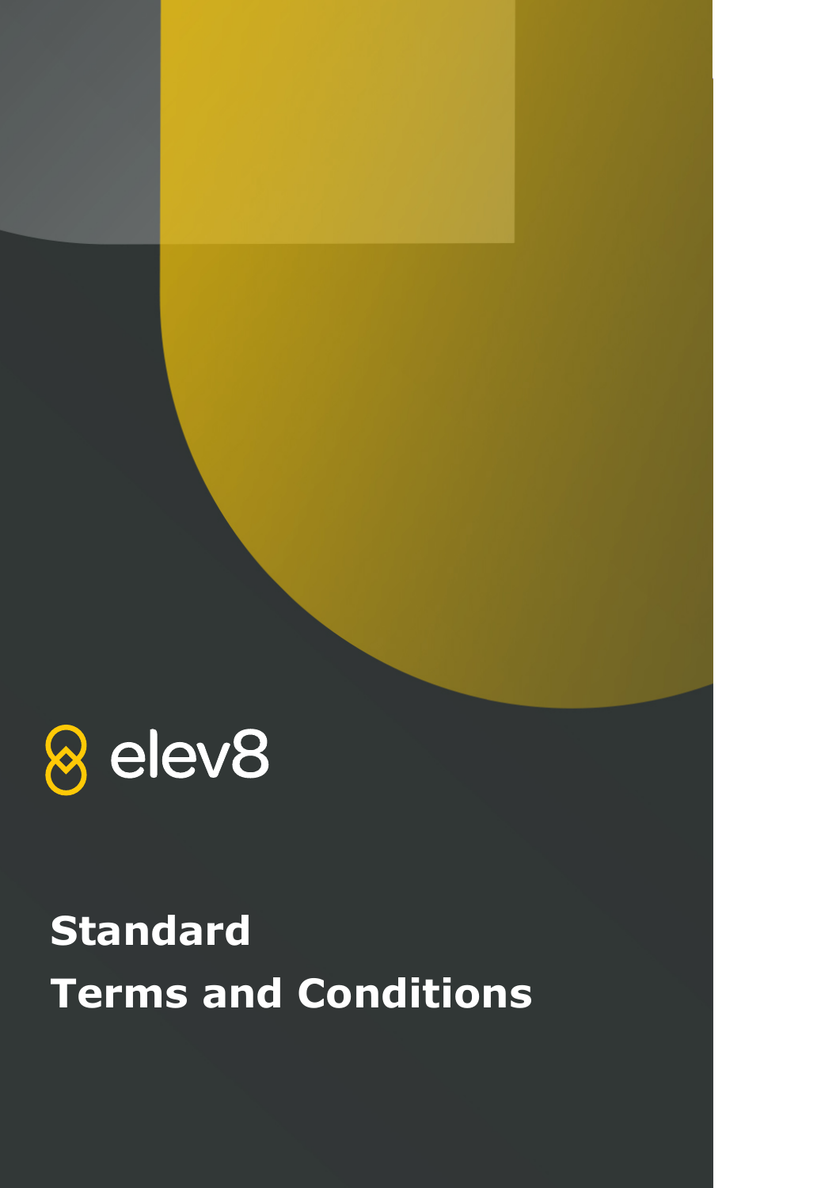elev8

# Standard Terms and Conditions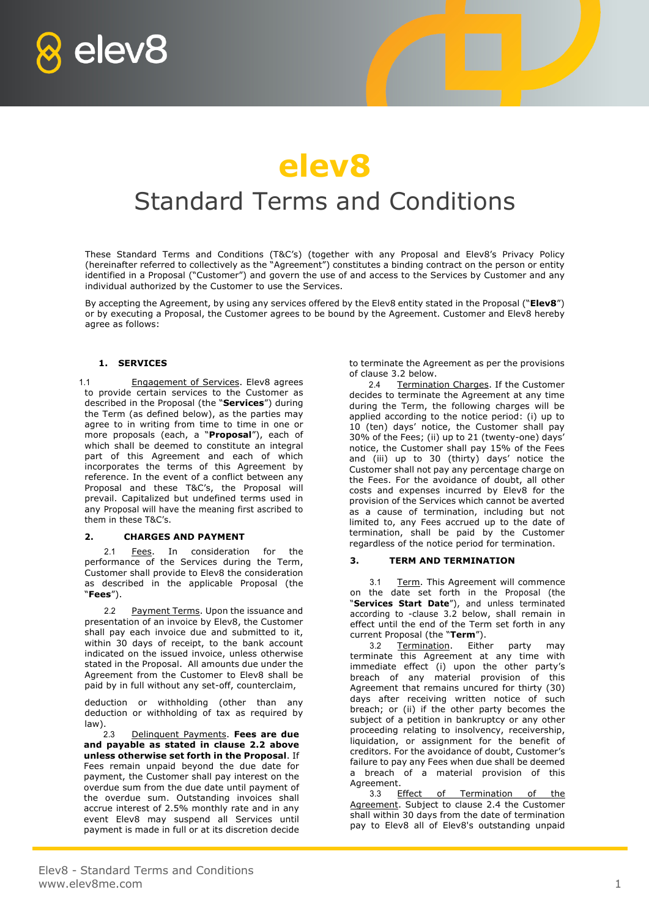# elev8

## Standard Terms and Conditions

These Standard Terms and Conditions (T&C's) (together with any Proposal and Elev8's Privacy Policy (hereinafter referred to collectively as the "Agreement") constitutes a binding contract on the person or entity identified in a Proposal ("Customer") and govern the use of and access to the Services by Customer and any individual authorized by the Customer to use the Services.

By accepting the Agreement, by using any services offered by the Elev8 entity stated in the Proposal ("**Elev8**") or by executing a Proposal, the Customer agrees to be bound by the Agreement. Customer and Elev8 hereby agree as follows:

### 1. SERVICES

1.1 Engagement of Services. Elev8 agrees to provide certain services to the Customer as described in the Proposal (the "**Services**") during the Term (as defined below), as the parties may agree to in writing from time to time in one or more proposals (each, a "**Proposal**"), each of which shall be deemed to constitute an integral part of this Agreement and each of which incorporates the terms of this Agreement by reference. In the event of a conflict between any Proposal and these T&C's, the Proposal will prevail. Capitalized but undefined terms used in any Proposal will have the meaning first ascribed to them in these T&C's.

### 2. CHARGES AND PAYMENT

2.1 Fees. In consideration for the performance of the Services during the Term, Customer shall provide to Elev8 the consideration as described in the applicable Proposal (the "**Fees**").

2.2 Payment Terms. Upon the issuance and presentation of an invoice by Elev8, the Customer shall pay each invoice due and submitted to it, within 30 days of receipt, to the bank account indicated on the issued invoice, unless otherwise stated in the Proposal. All amounts due under the Agreement from the Customer to Elev8 shall be paid by in full without any set-off, counterclaim, deduction or withholding (other than any deduction or withholding of tax as required by law).

2.3 Delinquent Payments. **Fees are due and payable as stated in clause 2.2 above unless otherwise set forth in the Proposal**. If Fees remain unpaid beyond the due date for payment, the Customer shall pay interest on the overdue sum from the due date until payment of the overdue sum. Outstanding invoices shall accrue interest of 2.5% monthly rate and in any event Elev8 may suspend all Services until payment is made in full or at its discretion decide to terminate the Agreement as per the provisions of clause 3.2 below.

2.4 Termination Charges. If the Customer decides to terminate the Agreement at any time during the Term, the following charges will be applied according to the notice period: (i) up to 10 (ten) days' notice, the Customer shall pay 30% of the Fees; (ii) up to 21 (twenty-one) days' notice, the Customer shall pay 15% of the Fees and (iii) up to 30 (thirty) days' notice the Customer shall not pay any percentage charge on the Fees. For the avoidance of doubt, all other costs and expenses incurred by Elev8 for the provision of the Services which cannot be averted as a cause of termination, including but not limited to, any Fees accrued up to the date of termination, shall be paid by the Customer regardless of the notice period for termination.

### 3. TERM AND TERMINATION

3.1 Term. This Agreement will commence on the date set forth in the Proposal (the "**Services Start Date**"), and unless terminated according to -clause 3.2 below, shall remain in effect until the end of the Term set forth in any current Proposal (the "**Term**").

3.2 Termination. Either party may terminate this Agreement at any time with immediate effect (i) upon the other party's breach of any material provision of this Agreement that remains uncured for thirty (30) days after receiving written notice of such breach; or (ii) if the other party becomes the subject of a petition in bankruptcy or any other proceeding relating to insolvency, receivership, liquidation, or assignment for the benefit of creditors. For the avoidance of doubt, Customer's failure to pay any Fees when due shall be deemed a breach of a material provision of this Agreement.

3.3 Effect of Termination of the Agreement. Subject to clause 2.4 the Customer shall within 30 days from the date of termination pay to Elev8 all of Elev8's outstanding unpaid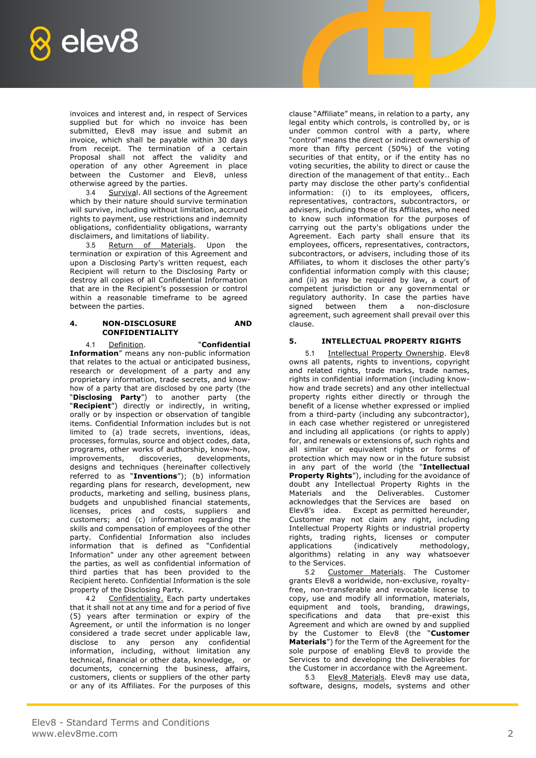invoices and interest and, in respect of Services supplied but for which no invoice has been submitted, Elev8 may issue and submit an invoice, which shall be payable within 30 days from receipt. The termination of a certain Proposal shall not affect the validity and operation of any other Agreement in place between the Customer and Elev8, unless otherwise agreed by the parties.

3.4 Survival. All sections of the Agreement which by their nature should survive termination will survive, including without limitation, accrued rights to payment, use restrictions and indemnity obligations, confidentiality obligations, warranty disclaimers, and limitations of liability.

3.5 Return of Materials. Upon the termination or expiration of this Agreement and upon a Disclosing Party's written request, each Recipient will return to the Disclosing Party or destroy all copies of all Confidential Information that are in the Recipient's possession or control within a reasonable timeframe to be agreed between the parties.

## 4. NON-DISCLOSURE AND CONFIDENTIALITY

4.1 Definition. "**Confidential Information**" means any non-public information that relates to the actual or anticipated business, research or development of a party and any proprietary information, trade secrets, and know-how of a party that are disclosed by one party (the "**Disclosing Party**") to another party (the "**Recipient**") directly or indirectly, in writing, orally or by inspection or observation of tangible items. Confidential Information includes but is not limited to (a) trade secrets, inventions, ideas, processes, formulas, source and object codes, data, programs, other works of authorship, know-how, improvements, discoveries, developments, designs and techniques (hereinafter collectively referred to as "**Inventions**"); (b) information regarding plans for research, development, new products, marketing and selling, business plans, budgets and unpublished financial statements, licenses, prices and costs, suppliers and customers; and (c) information regarding the skills and compensation of employees of the other party. Confidential Information also includes information that is defined as "Confidential Information" under any other agreement between the parties, as well as confidential information of third parties that has been provided to the Recipient hereto. Confidential Information is the sole property of the Disclosing Party.

4.2 Confidentiality. Each party undertakes that it shall not at any time and for a period of five (5) years after termination or expiry of the Agreement, or until the information is no longer considered a trade secret under applicable law, disclose to any person any confidential information, including, without limitation any technical, financial or other data, knowledge, or documents, concerning the business, affairs, customers, clients or suppliers of the other party or any of its Affiliates. For the purposes of this clause "Affiliate" means, in relation to a party, any legal entity which controls, is controlled by, or is under common control with a party, where "control" means the direct or indirect ownership of more than fifty percent (50%) of the voting securities of that entity, or if the entity has no voting securities, the ability to direct or cause the direction of the management of that entity.. Each party may disclose the other party's confidential information: (i) to its employees, officers, representatives, contractors, subcontractors, or advisers, including those of its Affiliates, who need to know such information for the purposes of carrying out the party's obligations under the Agreement. Each party shall ensure that its employees, officers, representatives, contractors, subcontractors, or advisers, including those of its Affiliates, to whom it discloses the other party's confidential information comply with this clause; and (ii) as may be required by law, a court of competent jurisdiction or any governmental or regulatory authority. In case the parties have signed between them a non-disclosure agreement, such agreement shall prevail over this clause.

## 5. INTELLECTUAL PROPERTY RIGHTS

5.1 Intellectual Property Ownership. Elev8 owns all patents, rights to inventions, copyright and related rights, trade marks, trade names, rights in confidential information (including know-how and trade secrets) and any other intellectual property rights either directly or through the benefit of a license whether expressed or implied from a third-party (including any subcontractor), in each case whether registered or unregistered and including all applications (or rights to apply) for, and renewals or extensions of, such rights and all similar or equivalent rights or forms of protection which may now or in the future subsist in any part of the world (the "**Intellectual Property Rights**"), including for the avoidance of doubt any Intellectual Property Rights in the Materials and the Deliverables. Customer acknowledges that the Services are based on Elev8's idea. Except as permitted hereunder, Customer may not claim any right, including Intellectual Property Rights or industrial property rights, trading rights, licenses or computer applications (indicatively methodology, algorithms) relating in any way whatsoever to the Services.

5.2 Customer Materials. The Customer grants Elev8 a worldwide, non-exclusive, royalty-free, non-transferable and revocable license to copy, use and modify all information, materials, equipment and tools, branding, drawings, specifications and data that pre-exist this Agreement and which are owned by and supplied by the Customer to Elev8 (the "**Customer Materials**") for the Term of the Agreement for the sole purpose of enabling Elev8 to provide the Services to and developing the Deliverables for the Customer in accordance with the Agreement.

5.3 Elev8 Materials. Elev8 may use data, software, designs, models, systems and other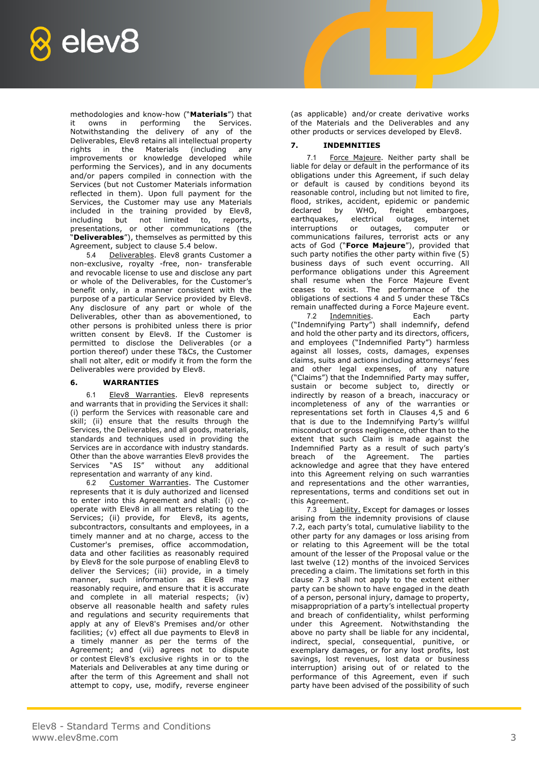methodologies and know-how ("**Materials**") that it owns in performing the Services. Notwithstanding the delivery of any of the Deliverables, Elev8 retains all intellectual property rights in the Materials (including any improvements or knowledge developed while performing the Services), and in any documents and/or papers compiled in connection with the Services (but not Customer Materials information reflected in them). Upon full payment for the Services, the Customer may use any Materials included in the training provided by Elev8, including but not limited to, reports, presentations, or other communications (the "**Deliverables**"), themselves as permitted by this Agreement, subject to clause 5.4 below.

5.4 Deliverables. Elev8 grants Customer a non-exclusive, royalty -free, non- transferable and revocable license to use and disclose any part or whole of the Deliverables, for the Customer's benefit only, in a manner consistent with the purpose of a particular Service provided by Elev8. Any disclosure of any part or whole of the Deliverables, other than as abovementioned, to other persons is prohibited unless there is prior written consent by Elev8. If the Customer is permitted to disclose the Deliverables (or a portion thereof) under these T&Cs, the Customer shall not alter, edit or modify it from the form the Deliverables were provided by Elev8.

### 6. WARRANTIES

6.1 Elev8 Warranties. Elev8 represents and warrants that in providing the Services it shall: (i) perform the Services with reasonable care and skill; (ii) ensure that the results through the Services, the Deliverables, and all goods, materials, standards and techniques used in providing the Services are in accordance with industry standards. Other than the above warranties Elev8 provides the Services "AS IS" without any additional representation and warranty of any kind.

6.2 Customer Warranties. The Customer represents that it is duly authorized and licensed to enter into this Agreement and shall: (i) co-operate with Elev8 in all matters relating to the Services; (ii) provide, for Elev8, its agents, subcontractors, consultants and employees, in a timely manner and at no charge, access to the Customer's premises, office accommodation, data and other facilities as reasonably required by Elev8 for the sole purpose of enabling Elev8 to deliver the Services; (iii) provide, in a timely manner, such information as Elev8 may reasonably require, and ensure that it is accurate and complete in all material respects; (iv) observe all reasonable health and safety rules and regulations and security requirements that apply at any of Elev8's Premises and/or other facilities; (v) effect all due payments to Elev8 in a timely manner as per the terms of the Agreement; and (vii) agrees not to dispute or contest Elev8's exclusive rights in or to the Materials and Deliverables at any time during or after the term of this Agreement and shall not attempt to copy, use, modify, reverse engineer (as applicable) and/or create derivative works of the Materials and the Deliverables and any other products or services developed by Elev8.

### 7. INDEMNITIES

7.1 Force Majeure. Neither party shall be liable for delay or default in the performance of its obligations under this Agreement, if such delay or default is caused by conditions beyond its reasonable control, including but not limited to fire, flood, strikes, accident, epidemic or pandemic declared by WHO, freight embargoes, earthquakes, electrical outages, internet interruptions or outages, computer or communications failures, terrorist acts or any acts of God ("**Force Majeure**"), provided that such party notifies the other party within five (5) business days of such event occurring. All performance obligations under this Agreement shall resume when the Force Majeure Event ceases to exist. The performance of the obligations of sections 4 and 5 under these T&Cs remain unaffected during a Force Majeure event.

7.2 Indemnities. Each party ("Indemnifying Party") shall indemnify, defend and hold the other party and its directors, officers, and employees ("Indemnified Party") harmless against all losses, costs, damages, expenses claims, suits and actions including attorneys' fees and other legal expenses, of any nature ("Claims") that the Indemnified Party may suffer, sustain or become subject to, directly or indirectly by reason of a breach, inaccuracy or incompleteness of any of the warranties or representations set forth in Clauses 4,5 and 6 that is due to the Indemnifying Party's willful misconduct or gross negligence, other than to the extent that such Claim is made against the Indemnified Party as a result of such party's breach of the Agreement. The parties acknowledge and agree that they have entered into this Agreement relying on such warranties and representations and the other warranties, representations, terms and conditions set out in this Agreement.

7.3 Liability. Except for damages or losses arising from the indemnity provisions of clause 7.2, each party's total, cumulative liability to the other party for any damages or loss arising from or relating to this Agreement will be the total amount of the lesser of the Proposal value or the last twelve (12) months of the invoiced Services preceding a claim. The limitations set forth in this clause 7.3 shall not apply to the extent either party can be shown to have engaged in the death of a person, personal injury, damage to property, misappropriation of a party's intellectual property and breach of confidentiality, whilst performing under this Agreement. Notwithstanding the above no party shall be liable for any incidental, indirect, special, consequential, punitive, or exemplary damages, or for any lost profits, lost savings, lost revenues, lost data or business interruption) arising out of or related to the performance of this Agreement, even if such party have been advised of the possibility of such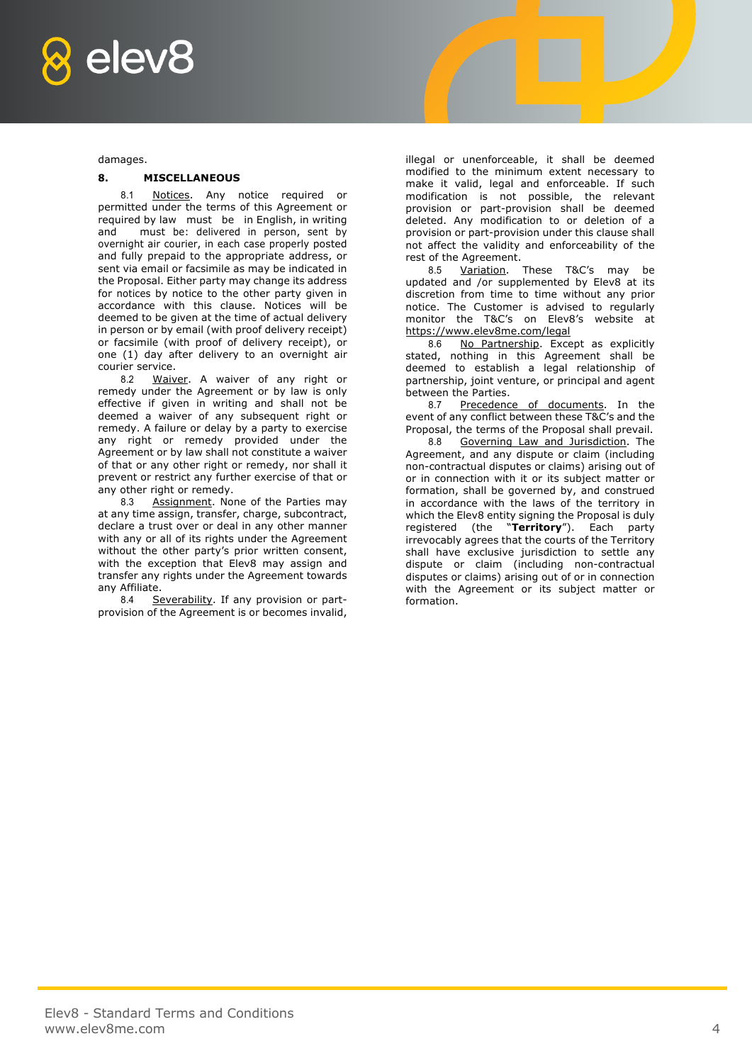damages.

## 8. MISCELLANEOUS

8.1 Notices. Any notice required or permitted under the terms of this Agreement or required by law must be in English, in writing and must be: delivered in person, sent by overnight air courier, in each case properly posted and fully prepaid to the appropriate address, or sent via email or facsimile as may be indicated in the Proposal. Either party may change its address for notices by notice to the other party given in accordance with this clause. Notices will be deemed to be given at the time of actual delivery in person or by email (with proof delivery receipt) or facsimile (with proof of delivery receipt), or one (1) day after delivery to an overnight air courier service.

8.2 Waiver. A waiver of any right or remedy under the Agreement or by law is only effective if given in writing and shall not be deemed a waiver of any subsequent right or remedy. A failure or delay by a party to exercise any right or remedy provided under the Agreement or by law shall not constitute a waiver of that or any other right or remedy, nor shall it prevent or restrict any further exercise of that or any other right or remedy.

8.3 Assignment. None of the Parties may at any time assign, transfer, charge, subcontract, declare a trust over or deal in any other manner with any or all of its rights under the Agreement without the other party's prior written consent, with the exception that Elev8 may assign and transfer any rights under the Agreement towards any Affiliate.

8.4 Severability. If any provision or part-provision of the Agreement is or becomes invalid, illegal or unenforceable, it shall be deemed modified to the minimum extent necessary to make it valid, legal and enforceable. If such modification is not possible, the relevant provision or part-provision shall be deemed deleted. Any modification to or deletion of a provision or part-provision under this clause shall not affect the validity and enforceability of the rest of the Agreement.

8.5 Variation. These T&C's may be updated and /or supplemented by Elev8 at its discretion from time to time without any prior notice. The Customer is advised to regularly monitor the T&C's on Elev8's website at https://www.elev8me.com/legal

8.6 No Partnership. Except as explicitly stated, nothing in this Agreement shall be deemed to establish a legal relationship of partnership, joint venture, or principal and agent between the Parties.

8.7 Precedence of documents. In the event of any conflict between these T&C's and the Proposal, the terms of the Proposal shall prevail.

8.8 Governing Law and Jurisdiction. The Agreement, and any dispute or claim (including non-contractual disputes or claims) arising out of or in connection with it or its subject matter or formation, shall be governed by, and construed in accordance with the laws of the territory in which the Elev8 entity signing the Proposal is duly registered (the "**Territory**"). Each party irrevocably agrees that the courts of the Territory shall have exclusive jurisdiction to settle any dispute or claim (including non-contractual disputes or claims) arising out of or in connection with the Agreement or its subject matter or formation.